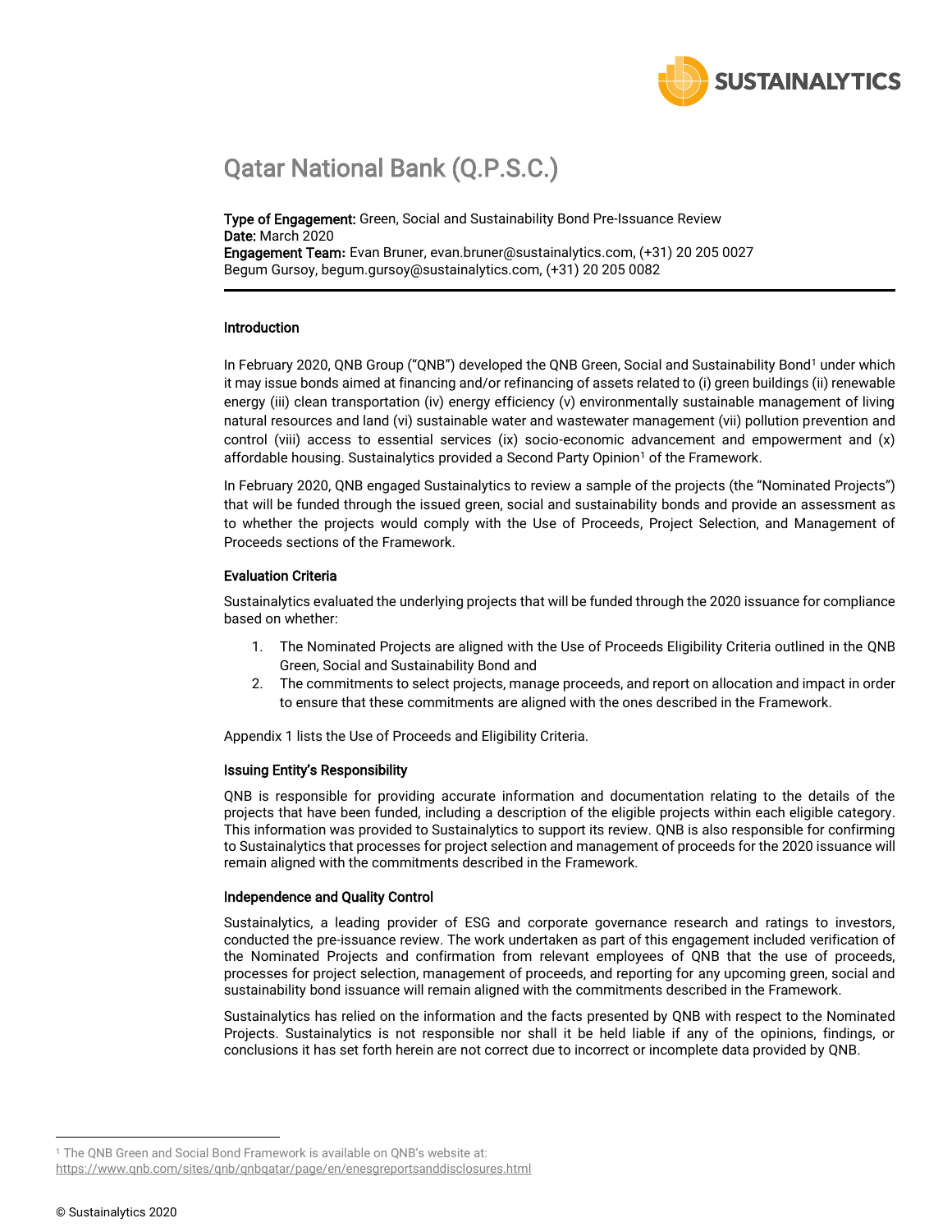# Qatar National Bank (Q.P.S.C.)

**Type of Engagement:** Green, Social and Sustainability Bond Pre-Issuance Review
**Date:** March 2020
**Engagement Team:** Evan Bruner, evan.bruner@sustainalytics.com, (+31) 20 205 0027
Begum Gursoy, begum.gursoy@sustainalytics.com, (+31) 20 205 0082

### Introduction

In February 2020, QNB Group ("QNB") developed the QNB Green, Social and Sustainability Bond[1] under which it may issue bonds aimed at financing and/or refinancing of assets related to (i) green buildings (ii) renewable energy (iii) clean transportation (iv) energy efficiency (v) environmentally sustainable management of living natural resources and land (vi) sustainable water and wastewater management (vii) pollution prevention and control (viii) access to essential services (ix) socio-economic advancement and empowerment and (x) affordable housing. Sustainalytics provided a Second Party Opinion[1] of the Framework.

In February 2020, QNB engaged Sustainalytics to review a sample of the projects (the "Nominated Projects") that will be funded through the issued green, social and sustainability bonds and provide an assessment as to whether the projects would comply with the Use of Proceeds, Project Selection, and Management of Proceeds sections of the Framework.

### Evaluation Criteria

Sustainalytics evaluated the underlying projects that will be funded through the 2020 issuance for compliance based on whether:

1. The Nominated Projects are aligned with the Use of Proceeds Eligibility Criteria outlined in the QNB Green, Social and Sustainability Bond and
2. The commitments to select projects, manage proceeds, and report on allocation and impact in order to ensure that these commitments are aligned with the ones described in the Framework.

Appendix 1 lists the Use of Proceeds and Eligibility Criteria.

### Issuing Entity's Responsibility

QNB is responsible for providing accurate information and documentation relating to the details of the projects that have been funded, including a description of the eligible projects within each eligible category. This information was provided to Sustainalytics to support its review. QNB is also responsible for confirming to Sustainalytics that processes for project selection and management of proceeds for the 2020 issuance will remain aligned with the commitments described in the Framework.

### Independence and Quality Control

Sustainalytics, a leading provider of ESG and corporate governance research and ratings to investors, conducted the pre-issuance review. The work undertaken as part of this engagement included verification of the Nominated Projects and confirmation from relevant employees of QNB that the use of proceeds, processes for project selection, management of proceeds, and reporting for any upcoming green, social and sustainability bond issuance will remain aligned with the commitments described in the Framework.

Sustainalytics has relied on the information and the facts presented by QNB with respect to the Nominated Projects. Sustainalytics is not responsible nor shall it be held liable if any of the opinions, findings, or conclusions it has set forth herein are not correct due to incorrect or incomplete data provided by QNB.

---

[1] The QNB Green and Social Bond Framework is available on QNB's website at: https://www.qnb.com/sites/qnb/qnbqatar/page/en/enesgreportsanddisclosures.html

© Sustainalytics 2020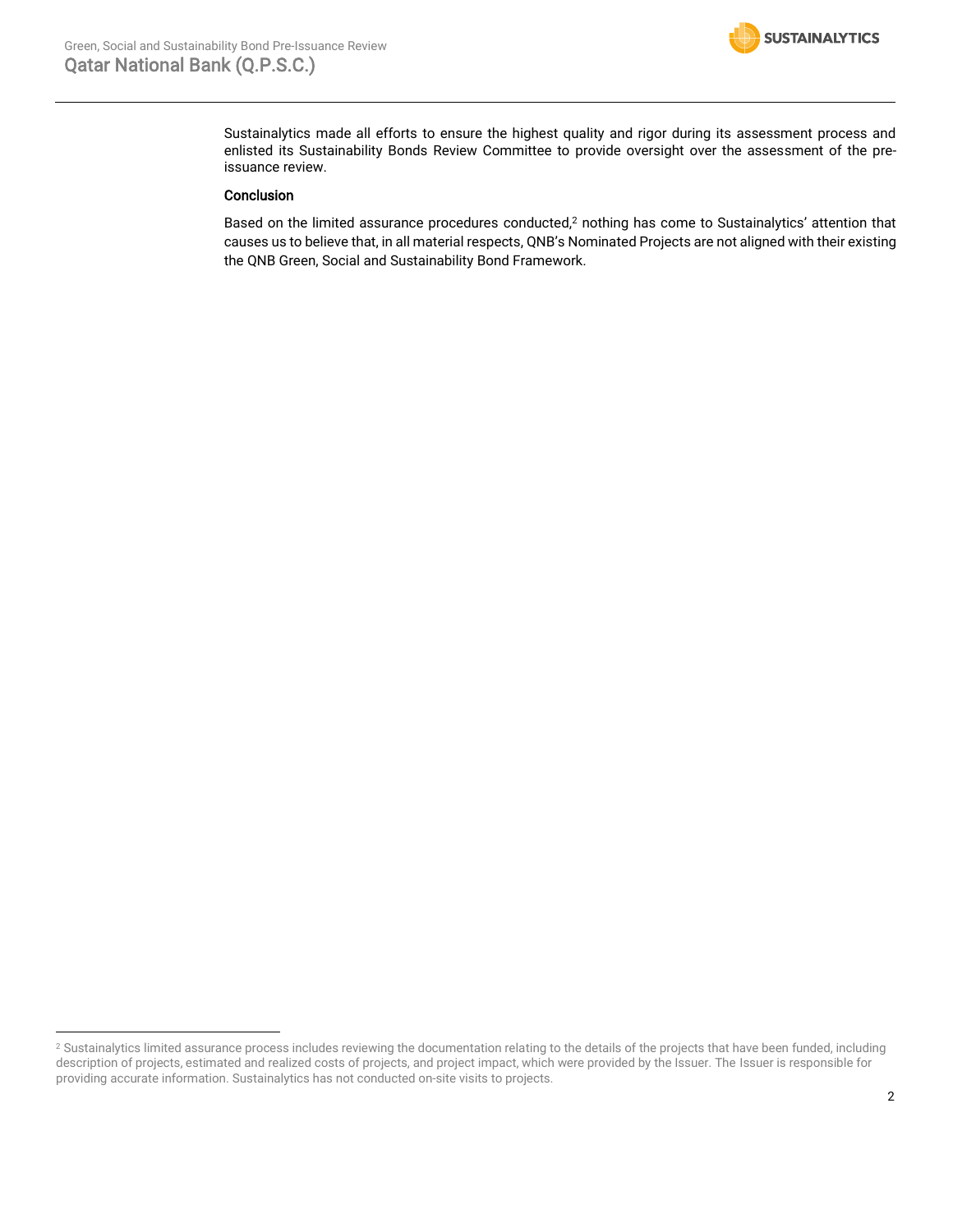Sustainalytics made all efforts to ensure the highest quality and rigor during its assessment process and enlisted its Sustainability Bonds Review Committee to provide oversight over the assessment of the pre-issuance review.

### Conclusion

Based on the limited assurance procedures conducted,[2] nothing has come to Sustainalytics' attention that causes us to believe that, in all material respects, QNB's Nominated Projects are not aligned with their existing the QNB Green, Social and Sustainability Bond Framework.

[2] Sustainalytics limited assurance process includes reviewing the documentation relating to the details of the projects that have been funded, including description of projects, estimated and realized costs of projects, and project impact, which were provided by the Issuer. The Issuer is responsible for providing accurate information. Sustainalytics has not conducted on-site visits to projects.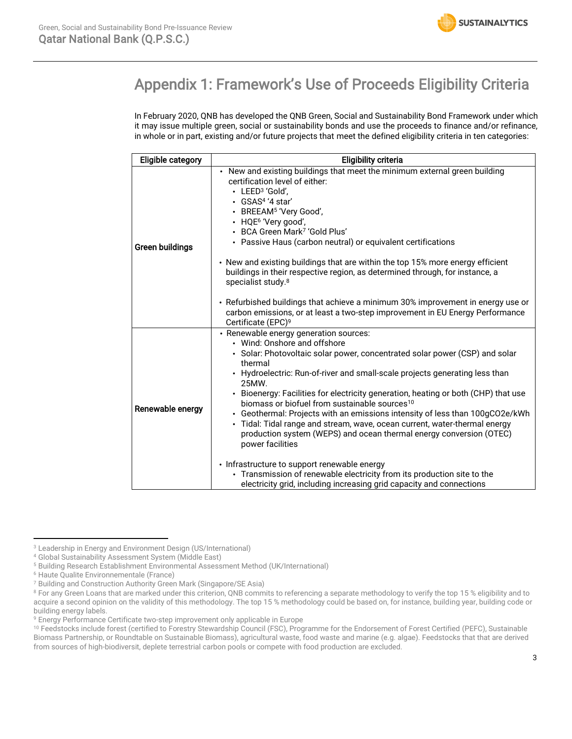# Appendix 1: Framework's Use of Proceeds Eligibility Criteria

In February 2020, QNB has developed the QNB Green, Social and Sustainability Bond Framework under which it may issue multiple green, social or sustainability bonds and use the proceeds to finance and/or refinance, in whole or in part, existing and/or future projects that meet the defined eligibility criteria in ten categories:

| Eligible category | Eligibility criteria |
|---|---|
| **Green buildings** | • New and existing buildings that meet the minimum external green building certification level of either:<br>  • LEED[3] 'Gold',<br>  • GSAS[4] '4 star'<br>  • BREEAM[5] 'Very Good',<br>  • HQE[6] 'Very good',<br>  • BCA Green Mark[7] 'Gold Plus'<br>  • Passive Haus (carbon neutral) or equivalent certifications<br><br>• New and existing buildings that are within the top 15% more energy efficient buildings in their respective region, as determined through, for instance, a specialist study.[8]<br><br>• Refurbished buildings that achieve a minimum 30% improvement in energy use or carbon emissions, or at least a two-step improvement in EU Energy Performance Certificate (EPC)[9] |
| **Renewable energy** | • Renewable energy generation sources:<br>  • Wind: Onshore and offshore<br>  • Solar: Photovoltaic solar power, concentrated solar power (CSP) and solar thermal<br>  • Hydroelectric: Run-of-river and small-scale projects generating less than 25MW.<br>  • Bioenergy: Facilities for electricity generation, heating or both (CHP) that use biomass or biofuel from sustainable sources[10]<br>  • Geothermal: Projects with an emissions intensity of less than 100gCO2e/kWh<br>  • Tidal: Tidal range and stream, wave, ocean current, water-thermal energy production system (WEPS) and ocean thermal energy conversion (OTEC) power facilities<br><br>• Infrastructure to support renewable energy<br>  • Transmission of renewable electricity from its production site to the electricity grid, including increasing grid capacity and connections |

[3] Leadership in Energy and Environment Design (US/International)

[4] Global Sustainability Assessment System (Middle East)

[5] Building Research Establishment Environmental Assessment Method (UK/International)

[6] Haute Qualite Environnementale (France)

[7] Building and Construction Authority Green Mark (Singapore/SE Asia)

[8] For any Green Loans that are marked under this criterion, QNB commits to referencing a separate methodology to verify the top 15 % eligibility and to acquire a second opinion on the validity of this methodology. The top 15 % methodology could be based on, for instance, building year, building code or building energy labels.

[9] Energy Performance Certificate two-step improvement only applicable in Europe

[10] Feedstocks include forest (certified to Forestry Stewardship Council (FSC), Programme for the Endorsement of Forest Certified (PEFC), Sustainable Biomass Partnership, or Roundtable on Sustainable Biomass), agricultural waste, food waste and marine (e.g. algae). Feedstocks that that are derived from sources of high-biodiversit, deplete terrestrial carbon pools or compete with food production are excluded.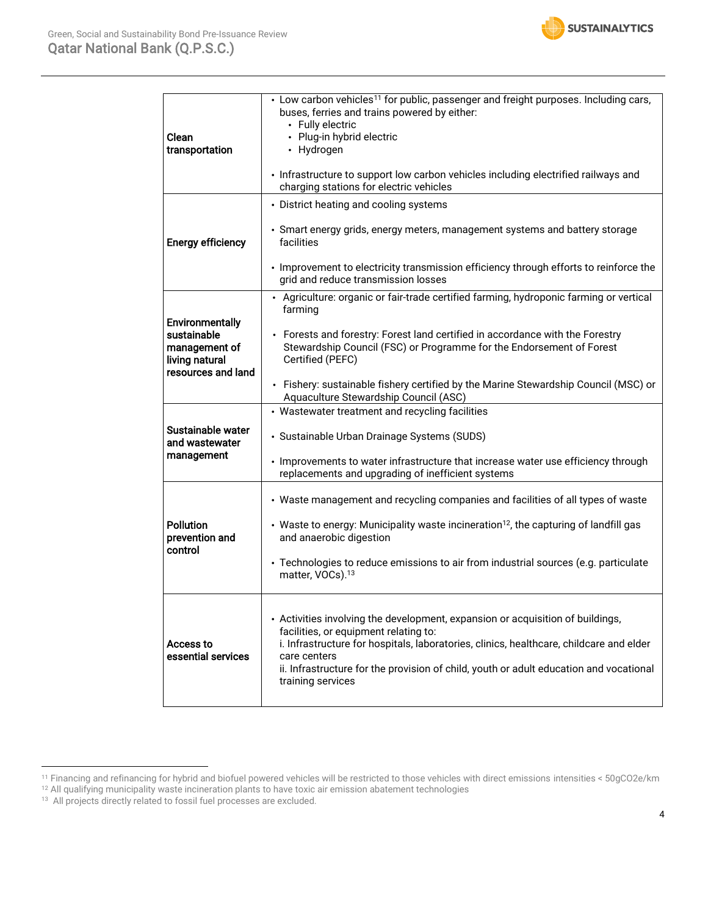| | |
|---|---|
| **Clean transportation** | • Low carbon vehicles[11] for public, passenger and freight purposes. Including cars, buses, ferries and trains powered by either:<br>  • Fully electric<br>  • Plug-in hybrid electric<br>  • Hydrogen<br><br>• Infrastructure to support low carbon vehicles including electrified railways and charging stations for electric vehicles |
| **Energy efficiency** | • District heating and cooling systems<br><br>• Smart energy grids, energy meters, management systems and battery storage facilities<br><br>• Improvement to electricity transmission efficiency through efforts to reinforce the grid and reduce transmission losses |
| **Environmentally sustainable management of living natural resources and land** | • Agriculture: organic or fair-trade certified farming, hydroponic farming or vertical farming<br><br>• Forests and forestry: Forest land certified in accordance with the Forestry Stewardship Council (FSC) or Programme for the Endorsement of Forest Certified (PEFC)<br><br>• Fishery: sustainable fishery certified by the Marine Stewardship Council (MSC) or Aquaculture Stewardship Council (ASC) |
| **Sustainable water and wastewater management** | • Wastewater treatment and recycling facilities<br><br>• Sustainable Urban Drainage Systems (SUDS)<br><br>• Improvements to water infrastructure that increase water use efficiency through replacements and upgrading of inefficient systems |
| **Pollution prevention and control** | • Waste management and recycling companies and facilities of all types of waste<br><br>• Waste to energy: Municipality waste incineration[12], the capturing of landfill gas and anaerobic digestion<br><br>• Technologies to reduce emissions to air from industrial sources (e.g. particulate matter, VOCs).[13] |
| **Access to essential services** | • Activities involving the development, expansion or acquisition of buildings, facilities, or equipment relating to:<br>i. Infrastructure for hospitals, laboratories, clinics, healthcare, childcare and elder care centers<br>ii. Infrastructure for the provision of child, youth or adult education and vocational training services |

[11] Financing and refinancing for hybrid and biofuel powered vehicles will be restricted to those vehicles with direct emissions intensities < 50gCO2e/km

[12] All qualifying municipality waste incineration plants to have toxic air emission abatement technologies

[13] All projects directly related to fossil fuel processes are excluded.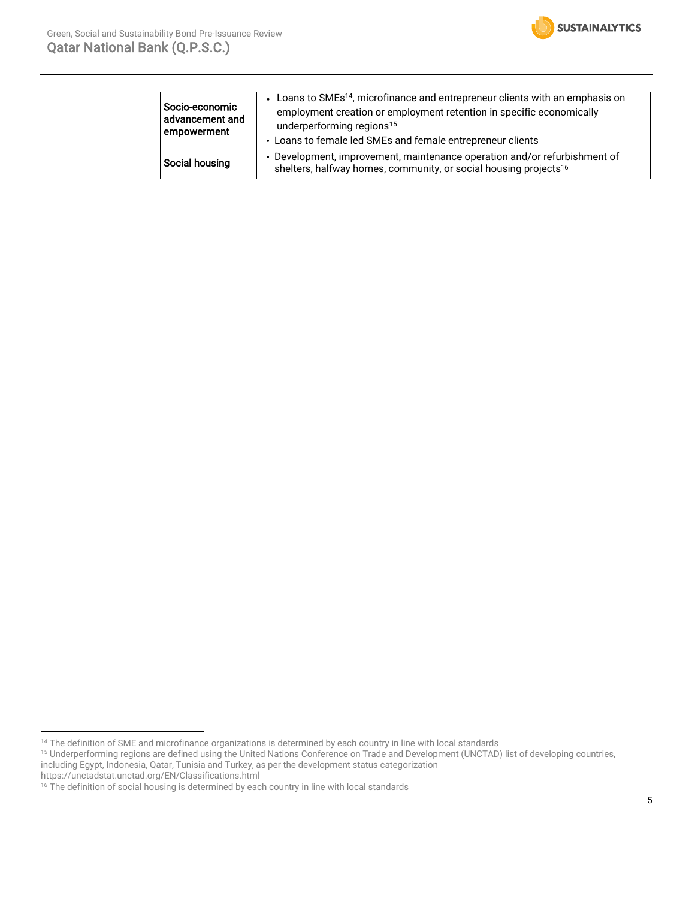| | |
|---|---|
| **Socio-economic advancement and empowerment** | • Loans to SMEs[14], microfinance and entrepreneur clients with an emphasis on employment creation or employment retention in specific economically underperforming regions[15]<br>• Loans to female led SMEs and female entrepreneur clients |
| **Social housing** | • Development, improvement, maintenance operation and/or refurbishment of shelters, halfway homes, community, or social housing projects[16] |

[14] The definition of SME and microfinance organizations is determined by each country in line with local standards

[15] Underperforming regions are defined using the United Nations Conference on Trade and Development (UNCTAD) list of developing countries, including Egypt, Indonesia, Qatar, Tunisia and Turkey, as per the development status categorization https://unctadstat.unctad.org/EN/Classifications.html

[16] The definition of social housing is determined by each country in line with local standards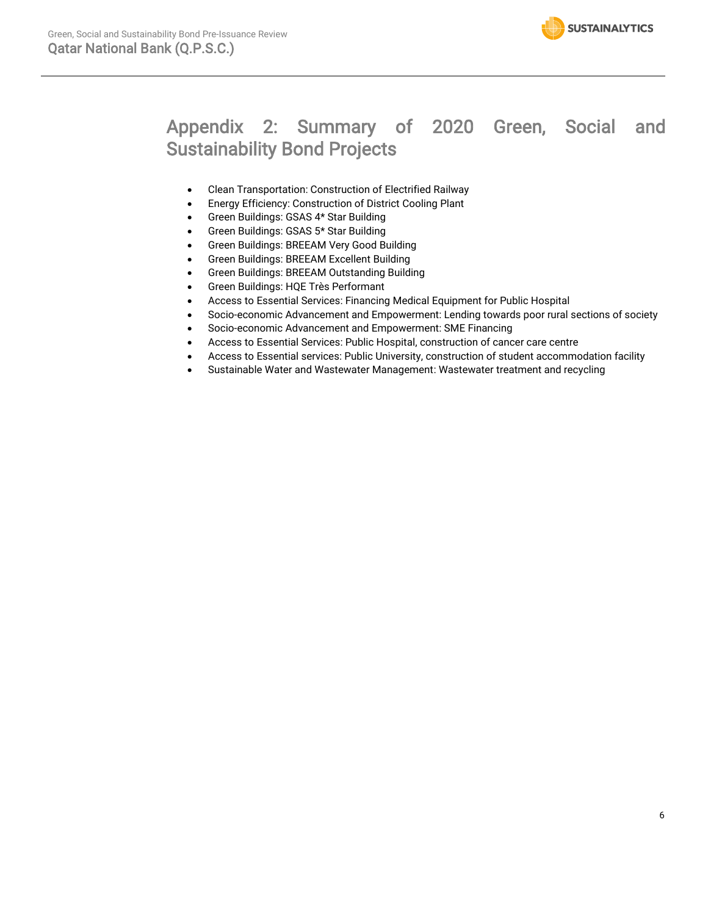# Appendix 2: Summary of 2020 Green, Social and Sustainability Bond Projects

- Clean Transportation: Construction of Electrified Railway
- Energy Efficiency: Construction of District Cooling Plant
- Green Buildings: GSAS 4* Star Building
- Green Buildings: GSAS 5* Star Building
- Green Buildings: BREEAM Very Good Building
- Green Buildings: BREEAM Excellent Building
- Green Buildings: BREEAM Outstanding Building
- Green Buildings: HQE Très Performant
- Access to Essential Services: Financing Medical Equipment for Public Hospital
- Socio-economic Advancement and Empowerment: Lending towards poor rural sections of society
- Socio-economic Advancement and Empowerment: SME Financing
- Access to Essential Services: Public Hospital, construction of cancer care centre
- Access to Essential services: Public University, construction of student accommodation facility
- Sustainable Water and Wastewater Management: Wastewater treatment and recycling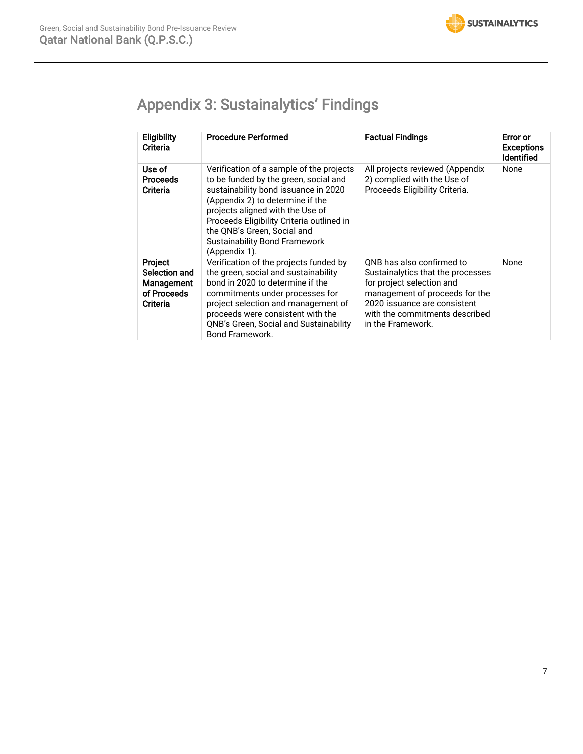## Appendix 3: Sustainalytics' Findings

| Eligibility Criteria | Procedure Performed | Factual Findings | Error or Exceptions Identified |
|---|---|---|---|
| **Use of Proceeds Criteria** | Verification of a sample of the projects to be funded by the green, social and sustainability bond issuance in 2020 (Appendix 2) to determine if the projects aligned with the Use of Proceeds Eligibility Criteria outlined in the QNB's Green, Social and Sustainability Bond Framework (Appendix 1). | All projects reviewed (Appendix 2) complied with the Use of Proceeds Eligibility Criteria. | None |
| **Project Selection and Management of Proceeds Criteria** | Verification of the projects funded by the green, social and sustainability bond in 2020 to determine if the commitments under processes for project selection and management of proceeds were consistent with the QNB's Green, Social and Sustainability Bond Framework. | QNB has also confirmed to Sustainalytics that the processes for project selection and management of proceeds for the 2020 issuance are consistent with the commitments described in the Framework. | None |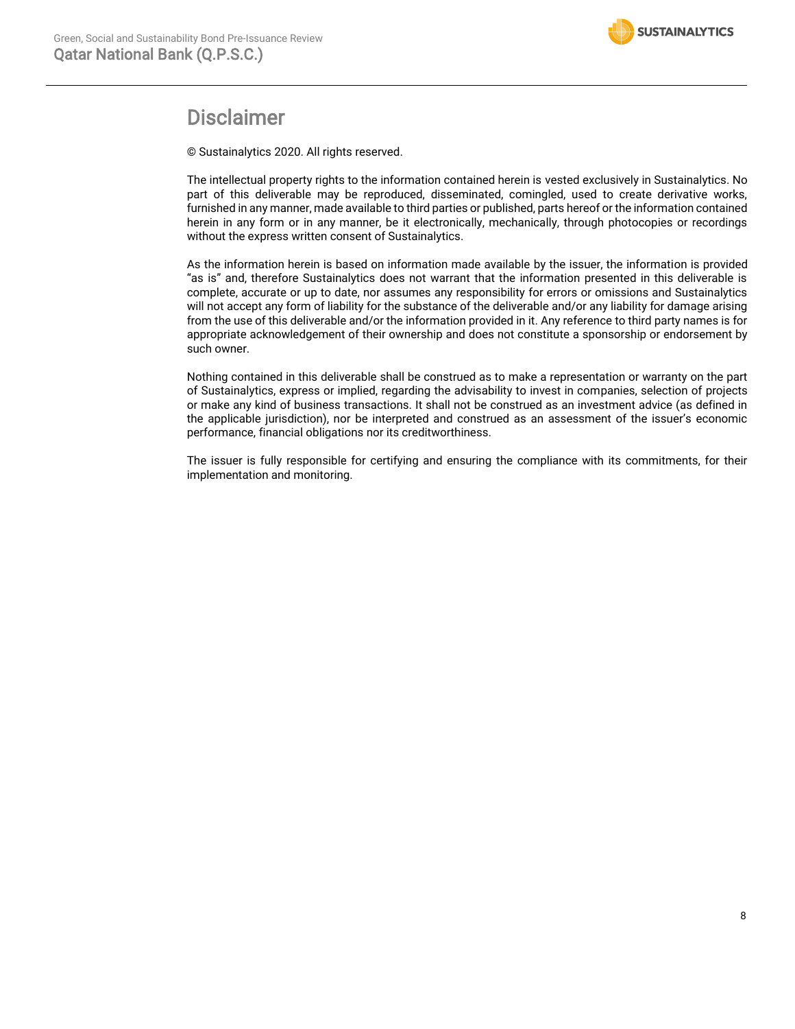# Disclaimer

© Sustainalytics 2020. All rights reserved.

The intellectual property rights to the information contained herein is vested exclusively in Sustainalytics. No part of this deliverable may be reproduced, disseminated, comingled, used to create derivative works, furnished in any manner, made available to third parties or published, parts hereof or the information contained herein in any form or in any manner, be it electronically, mechanically, through photocopies or recordings without the express written consent of Sustainalytics.

As the information herein is based on information made available by the issuer, the information is provided "as is" and, therefore Sustainalytics does not warrant that the information presented in this deliverable is complete, accurate or up to date, nor assumes any responsibility for errors or omissions and Sustainalytics will not accept any form of liability for the substance of the deliverable and/or any liability for damage arising from the use of this deliverable and/or the information provided in it. Any reference to third party names is for appropriate acknowledgement of their ownership and does not constitute a sponsorship or endorsement by such owner.

Nothing contained in this deliverable shall be construed as to make a representation or warranty on the part of Sustainalytics, express or implied, regarding the advisability to invest in companies, selection of projects or make any kind of business transactions. It shall not be construed as an investment advice (as defined in the applicable jurisdiction), nor be interpreted and construed as an assessment of the issuer's economic performance, financial obligations nor its creditworthiness.

The issuer is fully responsible for certifying and ensuring the compliance with its commitments, for their implementation and monitoring.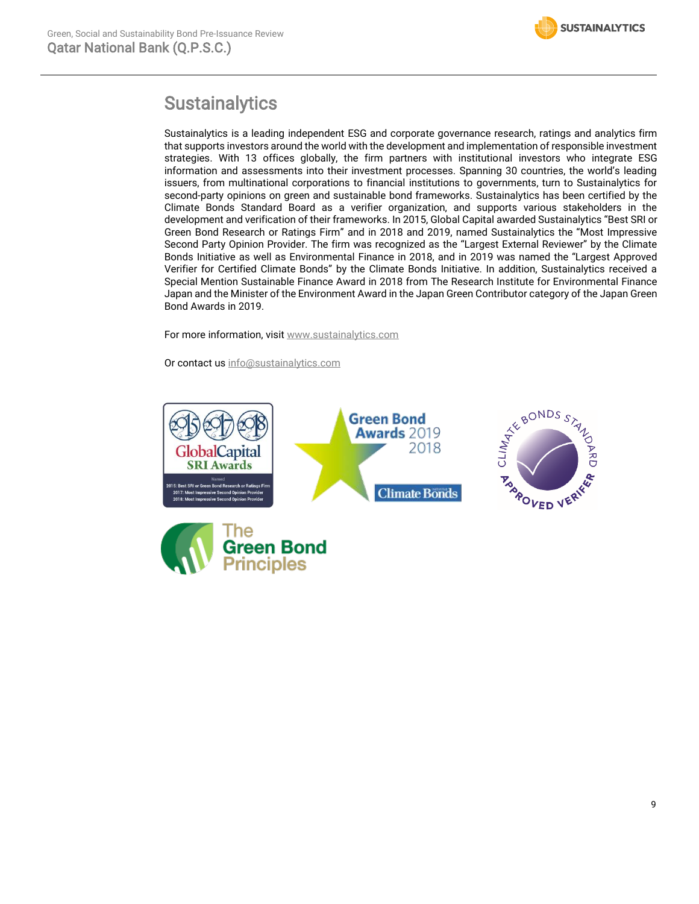# Sustainalytics

Sustainalytics is a leading independent ESG and corporate governance research, ratings and analytics firm that supports investors around the world with the development and implementation of responsible investment strategies. With 13 offices globally, the firm partners with institutional investors who integrate ESG information and assessments into their investment processes. Spanning 30 countries, the world's leading issuers, from multinational corporations to financial institutions to governments, turn to Sustainalytics for second-party opinions on green and sustainable bond frameworks. Sustainalytics has been certified by the Climate Bonds Standard Board as a verifier organization, and supports various stakeholders in the development and verification of their frameworks. In 2015, Global Capital awarded Sustainalytics "Best SRI or Green Bond Research or Ratings Firm" and in 2018 and 2019, named Sustainalytics the "Most Impressive Second Party Opinion Provider. The firm was recognized as the "Largest External Reviewer" by the Climate Bonds Initiative as well as Environmental Finance in 2018, and in 2019 was named the "Largest Approved Verifier for Certified Climate Bonds" by the Climate Bonds Initiative. In addition, Sustainalytics received a Special Mention Sustainable Finance Award in 2018 from The Research Institute for Environmental Finance Japan and the Minister of the Environment Award in the Japan Green Contributor category of the Japan Green Bond Awards in 2019.

For more information, visit www.sustainalytics.com

Or contact us info@sustainalytics.com

2015 2017 2018
GlobalCapital
SRI Awards
Named
2015: Best SRI or Green Bond Research or Ratings Firm
2017: Most Impressive Second Opinion Provider
2018: Most Impressive Second Opinion Provider

Green Bond Awards 2019 2018
Climate Bonds

Climate Bonds Standard Approved Verifier

The Green Bond Principles